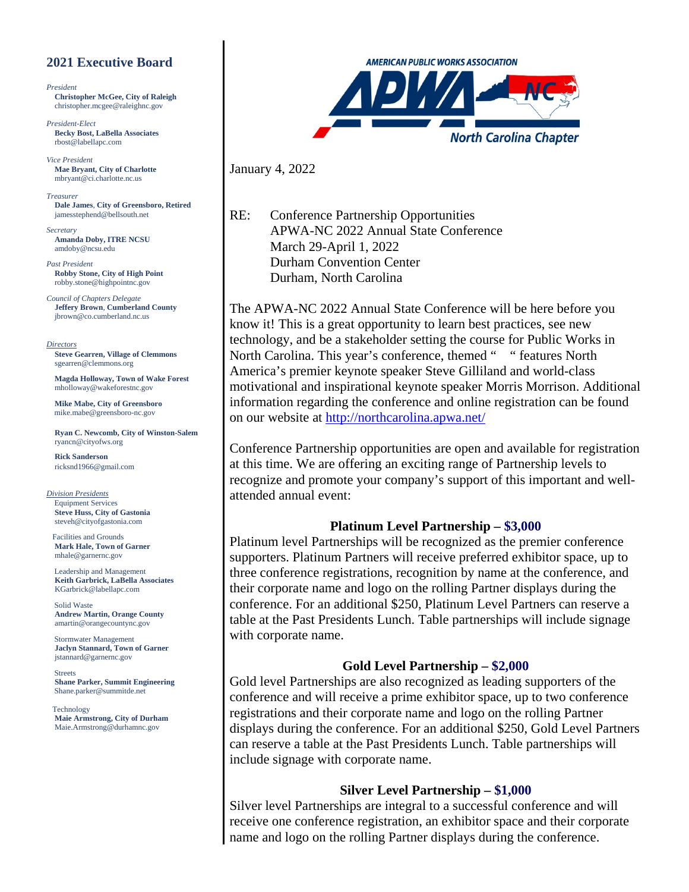## 2021 Executive Board

*President*
**Christopher McGee, City of Raleigh**
christopher.mcgee@raleighnc.gov

*President-Elect*
**Becky Bost, LaBella Associates**
rbost@labellapc.com

*Vice President*
**Mae Bryant, City of Charlotte**
mbryant@ci.charlotte.nc.us

*Treasurer*
**Dale James, City of Greensboro, Retired**
jamesstephend@bellsouth.net

*Secretary*
**Amanda Doby, ITRE NCSU**
amdoby@ncsu.edu

*Past President*
**Robby Stone, City of High Point**
robby.stone@highpointnc.gov

*Council of Chapters Delegate*
**Jeffery Brown, Cumberland County**
jbrown@co.cumberland.nc.us

*Directors*

**Steve Gearren, Village of Clemmons**
sgearren@clemmons.org

**Magda Holloway, Town of Wake Forest**
mholloway@wakeforestnc.gov

**Mike Mabe, City of Greensboro**
mike.mabe@greensboro-nc.gov

**Ryan C. Newcomb, City of Winston-Salem**
ryancn@cityofws.org

**Rick Sanderson**
ricksnd1966@gmail.com

*Division Presidents*

Equipment Services
**Steve Huss, City of Gastonia**
steveh@cityofgastonia.com

Facilities and Grounds
**Mark Hale, Town of Garner**
mhale@garnernc.gov

Leadership and Management
**Keith Garbrick, LaBella Associates**
KGarbrick@labellapc.com

Solid Waste
**Andrew Martin, Orange County**
amartin@orangecountync.gov

Stormwater Management
**Jaclyn Stannard, Town of Garner**
jstannard@garnernc.gov

Streets
**Shane Parker, Summit Engineering**
Shane.parker@summitde.net

Technology
**Maie Armstrong, City of Durham**
Maie.Armstrong@durhamnc.gov

---

AMERICAN PUBLIC WORKS ASSOCIATION
APWA NC
North Carolina Chapter

January 4, 2022

RE: Conference Partnership Opportunities
APWA-NC 2022 Annual State Conference
March 29-April 1, 2022
Durham Convention Center
Durham, North Carolina

The APWA-NC 2022 Annual State Conference will be here before you know it! This is a great opportunity to learn best practices, see new technology, and be a stakeholder setting the course for Public Works in North Carolina. This year's conference, themed "  " features North America's premier keynote speaker Steve Gilliland and world-class motivational and inspirational keynote speaker Morris Morrison. Additional information regarding the conference and online registration can be found on our website at http://northcarolina.apwa.net/

Conference Partnership opportunities are open and available for registration at this time. We are offering an exciting range of Partnership levels to recognize and promote your company's support of this important and well-attended annual event:

### Platinum Level Partnership – $3,000

Platinum level Partnerships will be recognized as the premier conference supporters. Platinum Partners will receive preferred exhibitor space, up to three conference registrations, recognition by name at the conference, and their corporate name and logo on the rolling Partner displays during the conference. For an additional $250, Platinum Level Partners can reserve a table at the Past Presidents Lunch. Table partnerships will include signage with corporate name.

### Gold Level Partnership – $2,000

Gold level Partnerships are also recognized as leading supporters of the conference and will receive a prime exhibitor space, up to two conference registrations and their corporate name and logo on the rolling Partner displays during the conference. For an additional $250, Gold Level Partners can reserve a table at the Past Presidents Lunch. Table partnerships will include signage with corporate name.

### Silver Level Partnership – $1,000

Silver level Partnerships are integral to a successful conference and will receive one conference registration, an exhibitor space and their corporate name and logo on the rolling Partner displays during the conference.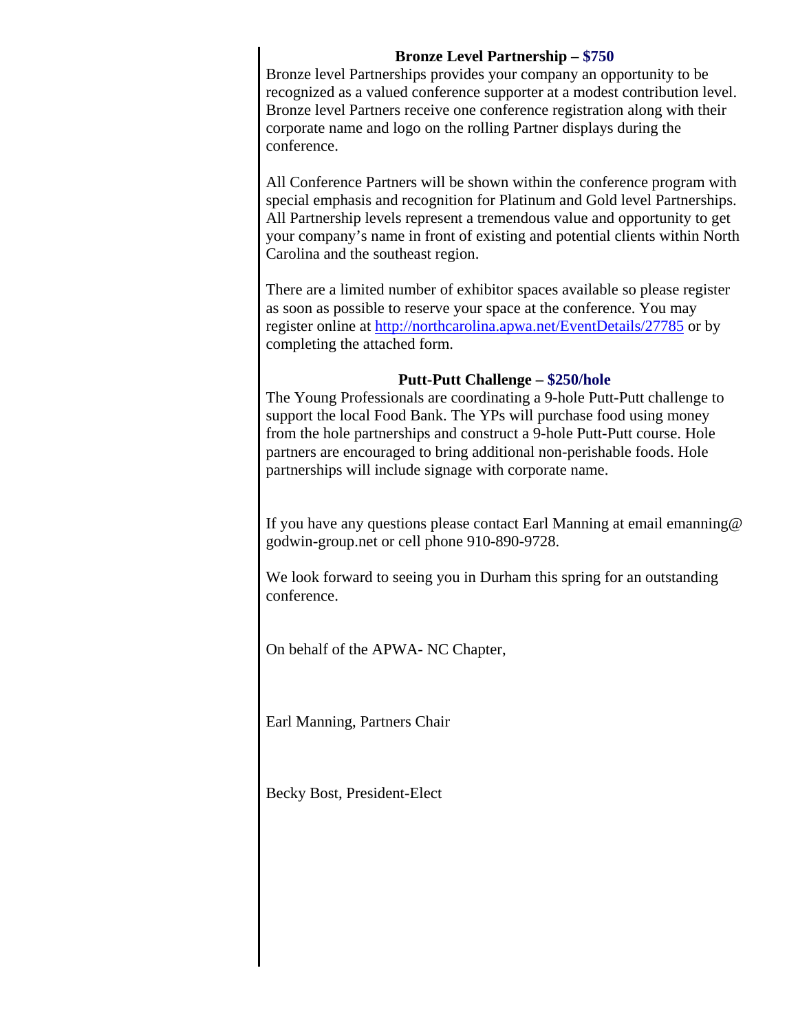**Bronze Level Partnership – $750**

Bronze level Partnerships provides your company an opportunity to be recognized as a valued conference supporter at a modest contribution level. Bronze level Partners receive one conference registration along with their corporate name and logo on the rolling Partner displays during the conference.

All Conference Partners will be shown within the conference program with special emphasis and recognition for Platinum and Gold level Partnerships. All Partnership levels represent a tremendous value and opportunity to get your company's name in front of existing and potential clients within North Carolina and the southeast region.

There are a limited number of exhibitor spaces available so please register as soon as possible to reserve your space at the conference. You may register online at http://northcarolina.apwa.net/EventDetails/27785 or by completing the attached form.

**Putt-Putt Challenge – $250/hole**

The Young Professionals are coordinating a 9-hole Putt-Putt challenge to support the local Food Bank. The YPs will purchase food using money from the hole partnerships and construct a 9-hole Putt-Putt course. Hole partners are encouraged to bring additional non-perishable foods. Hole partnerships will include signage with corporate name.

If you have any questions please contact Earl Manning at email emanning@ godwin-group.net or cell phone 910-890-9728.

We look forward to seeing you in Durham this spring for an outstanding conference.

On behalf of the APWA- NC Chapter,

Earl Manning, Partners Chair

Becky Bost, President-Elect